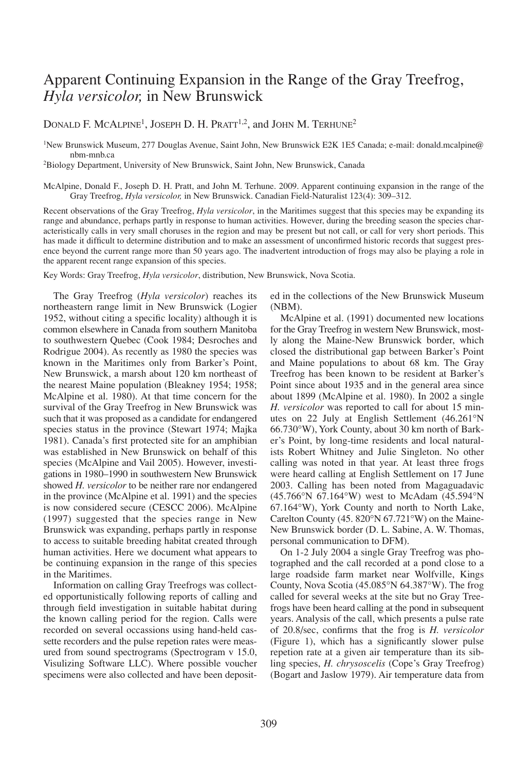# Apparent Continuing Expansion in the Range of the Gray Treefrog, *Hyla versicolor,* in New Brunswick

Donald F. McAlpine[1], Joseph D. H. Pratt[1,2], and John M. Terhune[2]

[1]New Brunswick Museum, 277 Douglas Avenue, Saint John, New Brunswick E2K 1E5 Canada; e-mail: donald.mcalpine@nbm-mnb.ca

[2]Biology Department, University of New Brunswick, Saint John, New Brunswick, Canada

McAlpine, Donald F., Joseph D. H. Pratt, and John M. Terhune. 2009. Apparent continuing expansion in the range of the Gray Treefrog, *Hyla versicolor,* in New Brunswick. Canadian Field-Naturalist 123(4): 309–312.

Recent observations of the Gray Treefrog, *Hyla versicolor*, in the Maritimes suggest that this species may be expanding its range and abundance, perhaps partly in response to human activities. However, during the breeding season the species characteristically calls in very small choruses in the region and may be present but not call, or call for very short periods. This has made it difficult to determine distribution and to make an assessment of unconfirmed historic records that suggest presence beyond the current range more than 50 years ago. The inadvertent introduction of frogs may also be playing a role in the apparent recent range expansion of this species.

Key Words: Gray Treefrog, *Hyla versicolor*, distribution, New Brunswick, Nova Scotia.

The Gray Treefrog (*Hyla versicolor*) reaches its northeastern range limit in New Brunswick (Logier 1952, without citing a specific locality) although it is common elsewhere in Canada from southern Manitoba to southwestern Quebec (Cook 1984; Desroches and Rodrigue 2004). As recently as 1980 the species was known in the Maritimes only from Barker's Point, New Brunswick, a marsh about 120 km northeast of the nearest Maine population (Bleakney 1954; 1958; McAlpine et al. 1980). At that time concern for the survival of the Gray Treefrog in New Brunswick was such that it was proposed as a candidate for endangered species status in the province (Stewart 1974; Majka 1981). Canada's first protected site for an amphibian was established in New Brunswick on behalf of this species (McAlpine and Vail 2005). However, investigations in 1980–1990 in southwestern New Brunswick showed *H. versicolor* to be neither rare nor endangered in the province (McAlpine et al. 1991) and the species is now considered secure (CESCC 2006). McAlpine (1997) suggested that the species range in New Brunswick was expanding, perhaps partly in response to access to suitable breeding habitat created through human activities. Here we document what appears to be continuing expansion in the range of this species in the Maritimes.

Information on calling Gray Treefrogs was collected opportunistically following reports of calling and through field investigation in suitable habitat during the known calling period for the region. Calls were recorded on several occassions using hand-held cassette recorders and the pulse repetion rates were measured from sound spectrograms (Spectrogram v 15.0, Visulizing Software LLC). Where possible voucher specimens were also collected and have been deposited in the collections of the New Brunswick Museum (NBM).

McAlpine et al. (1991) documented new locations for the Gray Treefrog in western New Brunswick, mostly along the Maine-New Brunswick border, which closed the distributional gap between Barker's Point and Maine populations to about 68 km. The Gray Treefrog has been known to be resident at Barker's Point since about 1935 and in the general area since about 1899 (McAlpine et al. 1980). In 2002 a single *H. versicolor* was reported to call for about 15 minutes on 22 July at English Settlement (46.261°N 66.730°W), York County, about 30 km north of Barker's Point, by long-time residents and local naturalists Robert Whitney and Julie Singleton. No other calling was noted in that year. At least three frogs were heard calling at English Settlement on 17 June 2003. Calling has been noted from Magaguadavic (45.766°N 67.164°W) west to McAdam (45.594°N 67.164°W), York County and north to North Lake, Carelton County (45. 820°N 67.721°W) on the Maine-New Brunswick border (D. L. Sabine, A. W. Thomas, personal communication to DFM).

On 1-2 July 2004 a single Gray Treefrog was photographed and the call recorded at a pond close to a large roadside farm market near Wolfville, Kings County, Nova Scotia (45.085°N 64.387°W). The frog called for several weeks at the site but no Gray Treefrogs have been heard calling at the pond in subsequent years. Analysis of the call, which presents a pulse rate of 20.8/sec, confirms that the frog is *H. versicolor* (Figure 1), which has a significantly slower pulse repetion rate at a given air temperature than its sibling species, *H. chrysoscelis* (Cope's Gray Treefrog) (Bogart and Jaslow 1979). Air temperature data from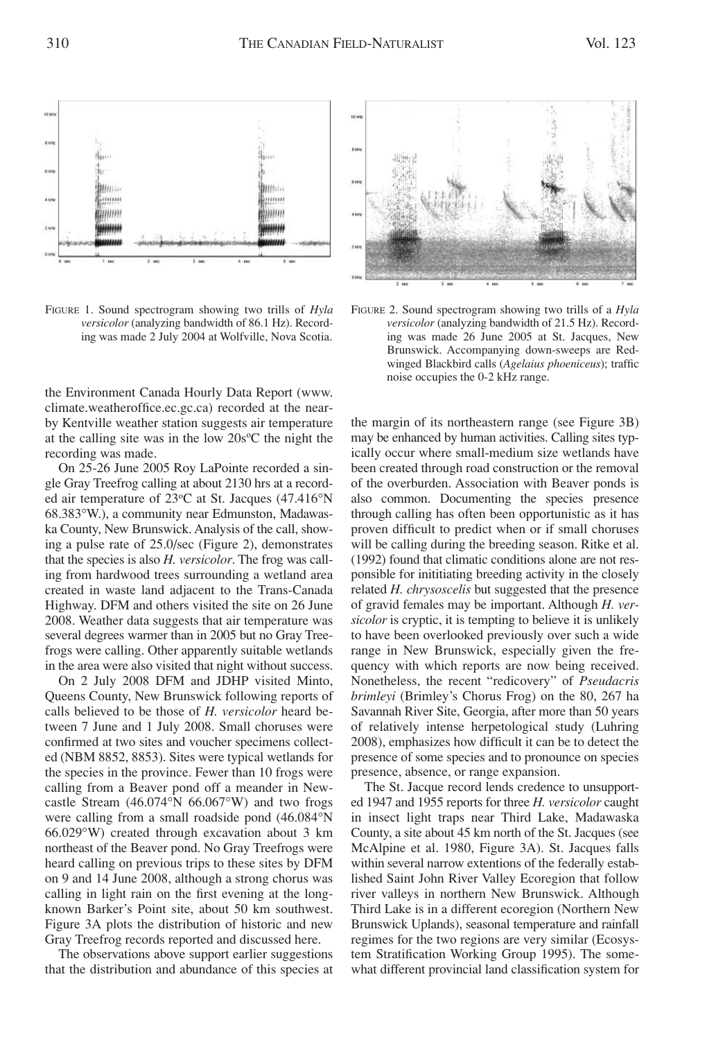FIGURE 1. Sound spectrogram showing two trills of *Hyla versicolor* (analyzing bandwidth of 86.1 Hz). Recording was made 2 July 2004 at Wolfville, Nova Scotia.

FIGURE 2. Sound spectrogram showing two trills of a *Hyla versicolor* (analyzing bandwidth of 21.5 Hz). Recording was made 26 June 2005 at St. Jacques, New Brunswick. Accompanying down-sweeps are Red-winged Blackbird calls (*Agelaius phoeniceus*); traffic noise occupies the 0-2 kHz range.

the Environment Canada Hourly Data Report (www.climate.weatheroffice.ec.gc.ca) recorded at the nearby Kentville weather station suggests air temperature at the calling site was in the low 20s°C the night the recording was made.

On 25-26 June 2005 Roy LaPointe recorded a single Gray Treefrog calling at about 2130 hrs at a recorded air temperature of 23°C at St. Jacques (47.416°N 68.383°W.), a community near Edmunston, Madawaska County, New Brunswick. Analysis of the call, showing a pulse rate of 25.0/sec (Figure 2), demonstrates that the species is also *H. versicolor*. The frog was calling from hardwood trees surrounding a wetland area created in waste land adjacent to the Trans-Canada Highway. DFM and others visited the site on 26 June 2008. Weather data suggests that air temperature was several degrees warmer than in 2005 but no Gray Treefrogs were calling. Other apparently suitable wetlands in the area were also visited that night without success.

On 2 July 2008 DFM and JDHP visited Minto, Queens County, New Brunswick following reports of calls believed to be those of *H. versicolor* heard between 7 June and 1 July 2008. Small choruses were confirmed at two sites and voucher specimens collected (NBM 8852, 8853). Sites were typical wetlands for the species in the province. Fewer than 10 frogs were calling from a Beaver pond off a meander in Newcastle Stream (46.074°N 66.067°W) and two frogs were calling from a small roadside pond (46.084°N 66.029°W) created through excavation about 3 km northeast of the Beaver pond. No Gray Treefrogs were heard calling on previous trips to these sites by DFM on 9 and 14 June 2008, although a strong chorus was calling in light rain on the first evening at the long-known Barker's Point site, about 50 km southwest. Figure 3A plots the distribution of historic and new Gray Treefrog records reported and discussed here.

The observations above support earlier suggestions that the distribution and abundance of this species at the margin of its northeastern range (see Figure 3B) may be enhanced by human activities. Calling sites typically occur where small-medium size wetlands have been created through road construction or the removal of the overburden. Association with Beaver ponds is also common. Documenting the species presence through calling has often been opportunistic as it has proven difficult to predict when or if small choruses will be calling during the breeding season. Ritke et al. (1992) found that climatic conditions alone are not responsible for inititiating breeding activity in the closely related *H. chrysoscelis* but suggested that the presence of gravid females may be important. Although *H. versicolor* is cryptic, it is tempting to believe it is unlikely to have been overlooked previously over such a wide range in New Brunswick, especially given the frequency with which reports are now being received. Nonetheless, the recent "redicovery" of *Pseudacris brimleyi* (Brimley's Chorus Frog) on the 80, 267 ha Savannah River Site, Georgia, after more than 50 years of relatively intense herpetological study (Luhring 2008), emphasizes how difficult it can be to detect the presence of some species and to pronounce on species presence, absence, or range expansion.

The St. Jacque record lends credence to unsupported 1947 and 1955 reports for three *H. versicolor* caught in insect light traps near Third Lake, Madawaska County, a site about 45 km north of the St. Jacques (see McAlpine et al. 1980, Figure 3A). St. Jacques falls within several narrow extentions of the federally established Saint John River Valley Ecoregion that follow river valleys in northern New Brunswick. Although Third Lake is in a different ecoregion (Northern New Brunswick Uplands), seasonal temperature and rainfall regimes for the two regions are very similar (Ecosystem Stratification Working Group 1995). The somewhat different provincial land classification system for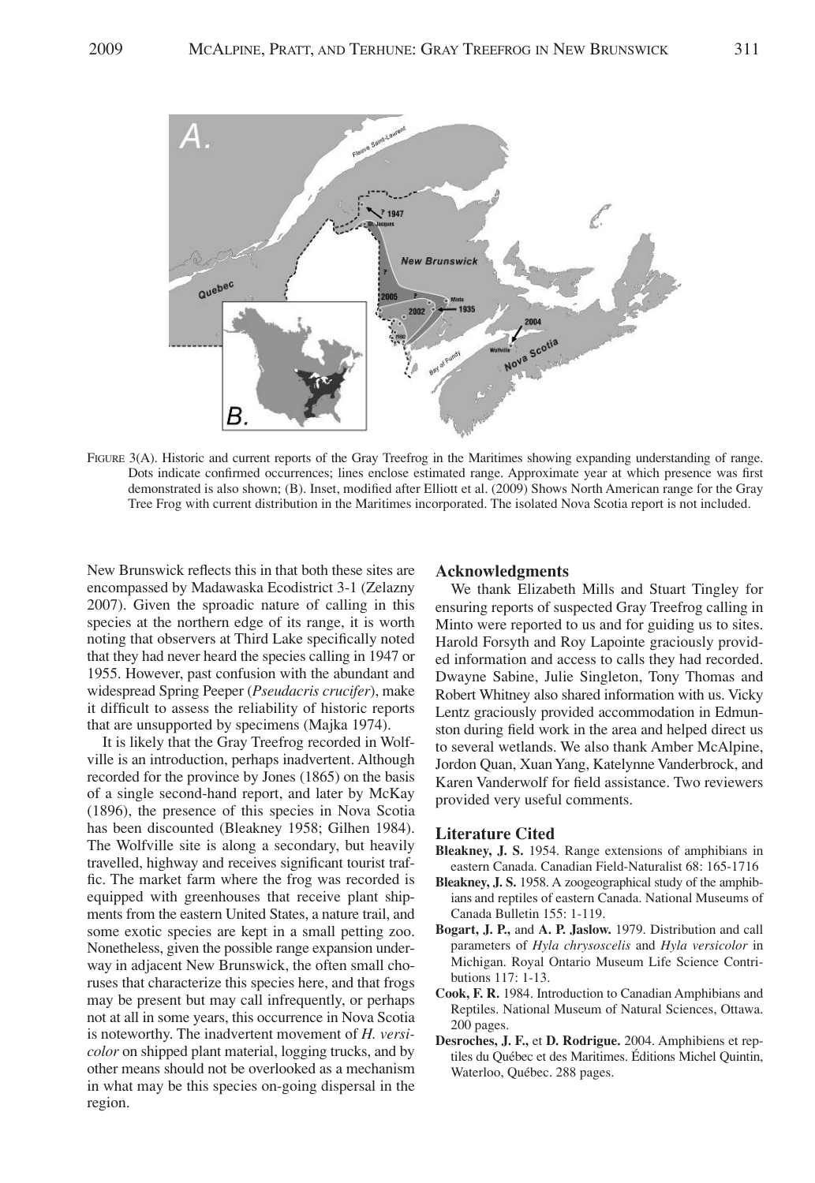A.

Fleuve Saint-Laurent

? 1947

St. Jacques

New Brunswick

?

Quebec

2005

?

Minto

2002

1935

1980

2004

Wolfville

Nova Scotia

Bay of Fundy

B.

FIGURE 3(A). Historic and current reports of the Gray Treefrog in the Maritimes showing expanding understanding of range. Dots indicate confirmed occurrences; lines enclose estimated range. Approximate year at which presence was first demonstrated is also shown; (B). Inset, modified after Elliott et al. (2009) Shows North American range for the Gray Tree Frog with current distribution in the Maritimes incorporated. The isolated Nova Scotia report is not included.

New Brunswick reflects this in that both these sites are encompassed by Madawaska Ecodistrict 3-1 (Zelazny 2007). Given the sproadic nature of calling in this species at the northern edge of its range, it is worth noting that observers at Third Lake specifically noted that they had never heard the species calling in 1947 or 1955. However, past confusion with the abundant and widespread Spring Peeper (*Pseudacris crucifer*), make it difficult to assess the reliability of historic reports that are unsupported by specimens (Majka 1974).

It is likely that the Gray Treefrog recorded in Wolfville is an introduction, perhaps inadvertent. Although recorded for the province by Jones (1865) on the basis of a single second-hand report, and later by McKay (1896), the presence of this species in Nova Scotia has been discounted (Bleakney 1958; Gilhen 1984). The Wolfville site is along a secondary, but heavily travelled, highway and receives significant tourist traffic. The market farm where the frog was recorded is equipped with greenhouses that receive plant shipments from the eastern United States, a nature trail, and some exotic species are kept in a small petting zoo. Nonetheless, given the possible range expansion underway in adjacent New Brunswick, the often small choruses that characterize this species here, and that frogs may be present but may call infrequently, or perhaps not at all in some years, this occurrence in Nova Scotia is noteworthy. The inadvertent movement of *H. versicolor* on shipped plant material, logging trucks, and by other means should not be overlooked as a mechanism in what may be this species on-going dispersal in the region.

## Acknowledgments

We thank Elizabeth Mills and Stuart Tingley for ensuring reports of suspected Gray Treefrog calling in Minto were reported to us and for guiding us to sites. Harold Forsyth and Roy Lapointe graciously provided information and access to calls they had recorded. Dwayne Sabine, Julie Singleton, Tony Thomas and Robert Whitney also shared information with us. Vicky Lentz graciously provided accommodation in Edmunston during field work in the area and helped direct us to several wetlands. We also thank Amber McAlpine, Jordon Quan, Xuan Yang, Katelynne Vanderbrock, and Karen Vanderwolf for field assistance. Two reviewers provided very useful comments.

## Literature Cited

**Bleakney, J. S.** 1954. Range extensions of amphibians in eastern Canada. Canadian Field-Naturalist 68: 165-1716

**Bleakney, J. S.** 1958. A zoogeographical study of the amphibians and reptiles of eastern Canada. National Museums of Canada Bulletin 155: 1-119.

**Bogart, J. P.,** and **A. P. Jaslow.** 1979. Distribution and call parameters of *Hyla chrysoscelis* and *Hyla versicolor* in Michigan. Royal Ontario Museum Life Science Contributions 117: 1-13.

**Cook, F. R.** 1984. Introduction to Canadian Amphibians and Reptiles. National Museum of Natural Sciences, Ottawa. 200 pages.

**Desroches, J. F.,** et **D. Rodrigue.** 2004. Amphibiens et reptiles du Québec et des Maritimes. Éditions Michel Quintin, Waterloo, Québec. 288 pages.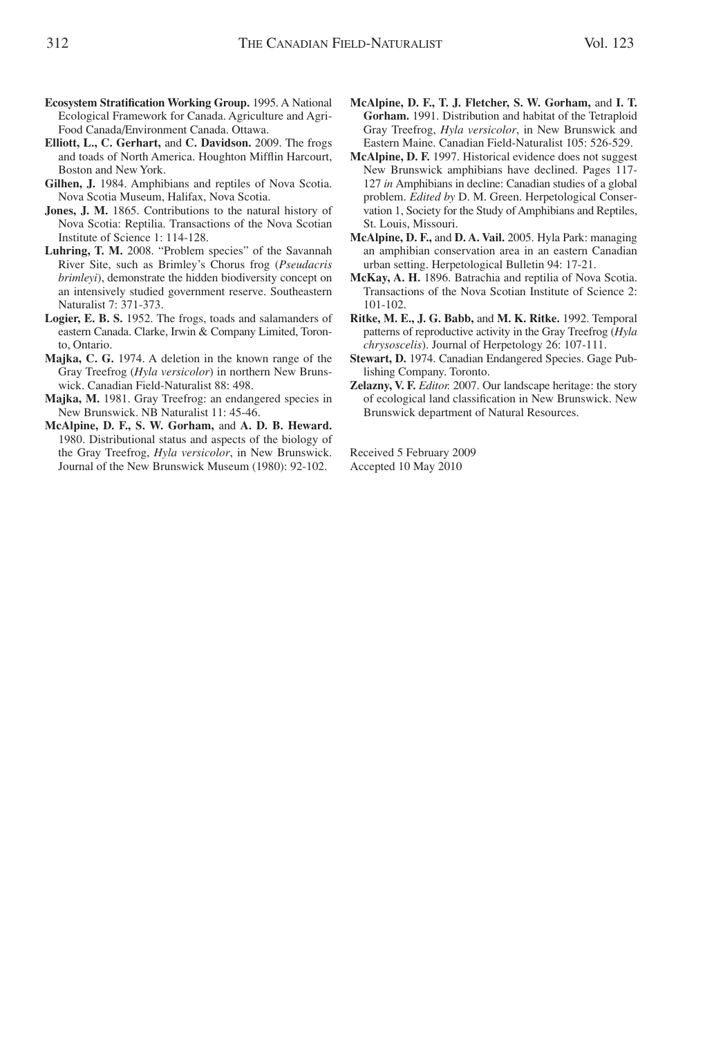**Ecosystem Stratification Working Group.** 1995. A National Ecological Framework for Canada. Agriculture and Agri-Food Canada/Environment Canada. Ottawa.

**Elliott, L., C. Gerhart,** and **C. Davidson.** 2009. The frogs and toads of North America. Houghton Mifflin Harcourt, Boston and New York.

**Gilhen, J.** 1984. Amphibians and reptiles of Nova Scotia. Nova Scotia Museum, Halifax, Nova Scotia.

**Jones, J. M.** 1865. Contributions to the natural history of Nova Scotia: Reptilia. Transactions of the Nova Scotian Institute of Science 1: 114-128.

**Luhring, T. M.** 2008. "Problem species" of the Savannah River Site, such as Brimley's Chorus frog (*Pseudacris brimleyi*), demonstrate the hidden biodiversity concept on an intensively studied government reserve. Southeastern Naturalist 7: 371-373.

**Logier, E. B. S.** 1952. The frogs, toads and salamanders of eastern Canada. Clarke, Irwin & Company Limited, Toronto, Ontario.

**Majka, C. G.** 1974. A deletion in the known range of the Gray Treefrog (*Hyla versicolor*) in northern New Brunswick. Canadian Field-Naturalist 88: 498.

**Majka, M.** 1981. Gray Treefrog: an endangered species in New Brunswick. NB Naturalist 11: 45-46.

**McAlpine, D. F., S. W. Gorham,** and **A. D. B. Heward.** 1980. Distributional status and aspects of the biology of the Gray Treefrog, *Hyla versicolor*, in New Brunswick. Journal of the New Brunswick Museum (1980): 92-102.

**McAlpine, D. F., T. J. Fletcher, S. W. Gorham,** and **I. T. Gorham.** 1991. Distribution and habitat of the Tetraploid Gray Treefrog, *Hyla versicolor*, in New Brunswick and Eastern Maine. Canadian Field-Naturalist 105: 526-529.

**McAlpine, D. F.** 1997. Historical evidence does not suggest New Brunswick amphibians have declined. Pages 117-127 *in* Amphibians in decline: Canadian studies of a global problem. *Edited by* D. M. Green. Herpetological Conservation 1, Society for the Study of Amphibians and Reptiles, St. Louis, Missouri.

**McAlpine, D. F.,** and **D. A. Vail.** 2005. Hyla Park: managing an amphibian conservation area in an eastern Canadian urban setting. Herpetological Bulletin 94: 17-21.

**McKay, A. H.** 1896. Batrachia and reptilia of Nova Scotia. Transactions of the Nova Scotian Institute of Science 2: 101-102.

**Ritke, M. E., J. G. Babb,** and **M. K. Ritke.** 1992. Temporal patterns of reproductive activity in the Gray Treefrog (*Hyla chrysoscelis*). Journal of Herpetology 26: 107-111.

**Stewart, D.** 1974. Canadian Endangered Species. Gage Publishing Company. Toronto.

**Zelazny, V. F.** *Editor.* 2007. Our landscape heritage: the story of ecological land classification in New Brunswick. New Brunswick department of Natural Resources.

Received 5 February 2009
Accepted 10 May 2010